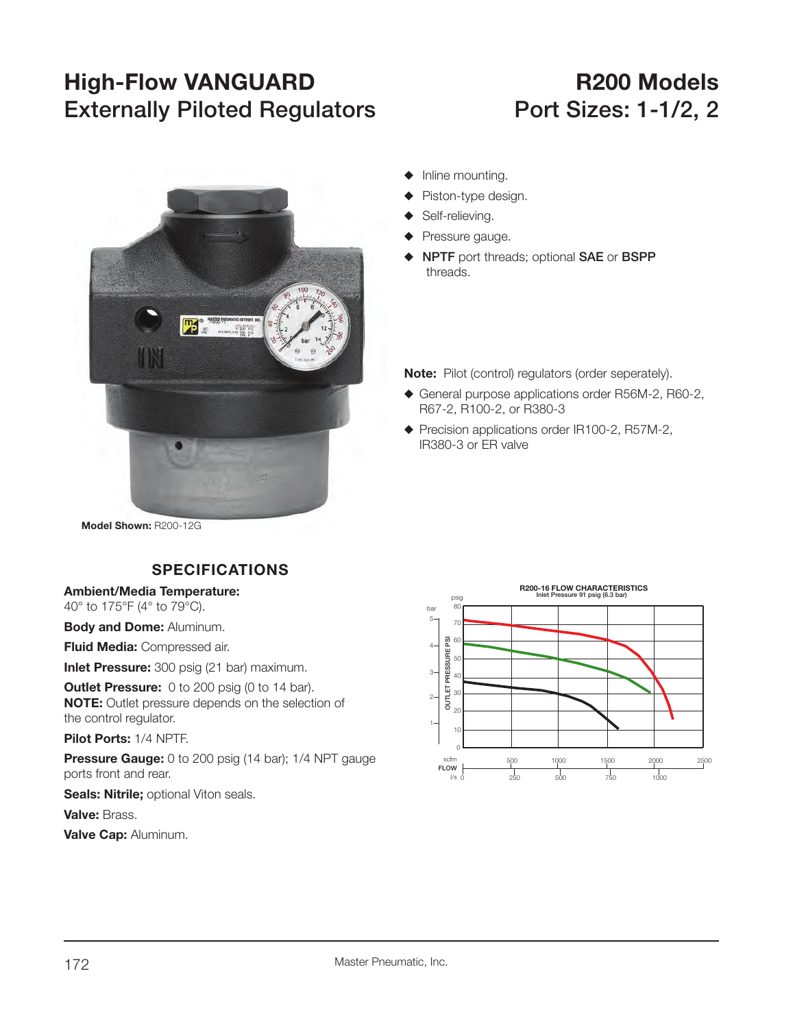# High-Flow VANGUARD Externally Piloted Regulators

# R200 Models Port Sizes: 1-1/2, 2

- Inline mounting.
- Piston-type design.
- Self-relieving.
- Pressure gauge.
- **NPTF** port threads; optional **SAE** or **BSPP** threads.

**Note:** Pilot (control) regulators (order seperately).

- General purpose applications order R56M-2, R60-2, R67-2, R100-2, or R380-3
- Precision applications order IR100-2, R57M-2, IR380-3 or ER valve

**Model Shown:** R200-12G

## SPECIFICATIONS

**Ambient/Media Temperature:** 40° to 175°F (4° to 79°C).

**Body and Dome:** Aluminum.

**Fluid Media:** Compressed air.

**Inlet Pressure:** 300 psig (21 bar) maximum.

**Outlet Pressure:** 0 to 200 psig (0 to 14 bar).
**NOTE:** Outlet pressure depends on the selection of the control regulator.

**Pilot Ports:** 1/4 NPTF.

**Pressure Gauge:** 0 to 200 psig (14 bar); 1/4 NPT gauge ports front and rear.

**Seals: Nitrile;** optional Viton seals.

**Valve:** Brass.

**Valve Cap:** Aluminum.

**R200-16 FLOW CHARACTERISTICS**
Inlet Pressure 91 psig (6.3 bar)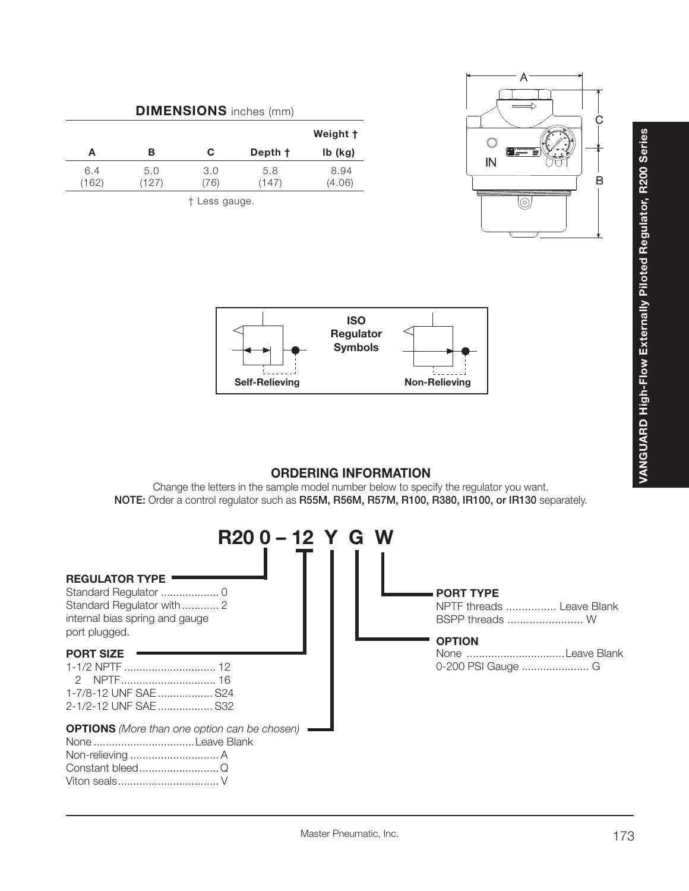## DIMENSIONS inches (mm)

| A | B | C | Depth † | Weight † lb (kg) |
|---|---|---|---|---|
| 6.4 (162) | 5.0 (127) | 3.0 (76) | 5.8 (147) | 8.94 (4.06) |

† Less gauge.

A

C

B

IN

OUT

ISO Regulator Symbols

Self-Relieving

Non-Relieving

## ORDERING INFORMATION

Change the letters in the sample model number below to specify the regulator you want.

**NOTE:** Order a control regulator such as **R55M, R56M, R57M, R100, R380, IR100, or IR130** separately.

**R20 0 – 12 Y G W**

**REGULATOR TYPE**
- Standard Regulator .................. 0
- Standard Regulator with internal bias spring and gauge port plugged. ............ 2

**PORT SIZE**
- 1-1/2 NPTF .............................. 12
- 2 NPTF.............................. 16
- 1-7/8-12 UNF SAE.................. S24
- 2-1/2-12 UNF SAE.................. S32

**OPTIONS** *(More than one option can be chosen)*
- None .................................Leave Blank
- Non-relieving ............................ A
- Constant bleed.......................... Q
- Viton seals................................. V

**PORT TYPE**
- NPTF threads ................ Leave Blank
- BSPP threads ........................ W

**OPTION**
- None ................................Leave Blank
- 0-200 PSI Gauge ...................... G